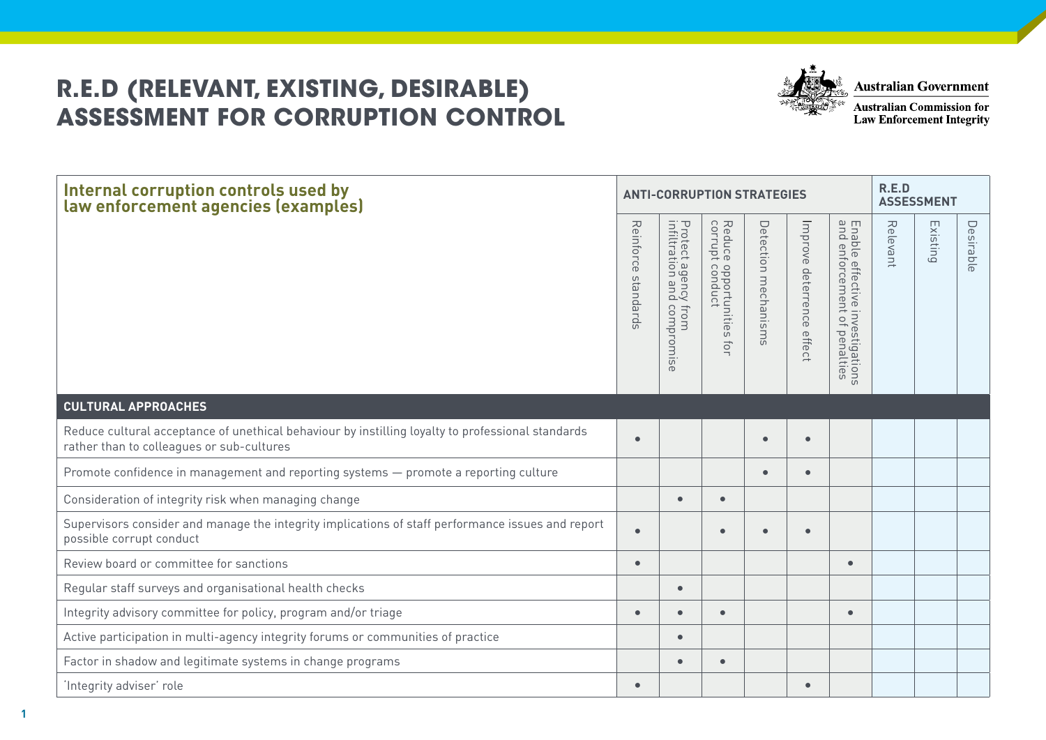# R.E.D (RELEVANT, EXISTING, DESIRABLE) ASSESSMENT FOR CORRUPTION CONTROL

Australian Government
Australian Commission for Law Enforcement Integrity

| Internal corruption controls used by law enforcement agencies (examples) | ANTI-CORRUPTION STRATEGIES | | | | | | R.E.D ASSESSMENT | | |
|---|---|---|---|---|---|---|---|---|---|
| | Reinforce standards | Protect agency from infiltration and compromise | Reduce opportunities for corrupt conduct | Detection mechanisms | Improve deterrence effect | Enable effective investigations and enforcement of penalties | Relevant | Existing | Desirable |
| **CULTURAL APPROACHES** | | | | | | | | | |
| Reduce cultural acceptance of unethical behaviour by instilling loyalty to professional standards rather than to colleagues or sub-cultures | • | | | • | • | | | | |
| Promote confidence in management and reporting systems — promote a reporting culture | | | | • | • | | | | |
| Consideration of integrity risk when managing change | | • | • | | | | | | |
| Supervisors consider and manage the integrity implications of staff performance issues and report possible corrupt conduct | • | | • | • | • | | | | |
| Review board or committee for sanctions | • | | | | | • | | | |
| Regular staff surveys and organisational health checks | | • | | | | | | | |
| Integrity advisory committee for policy, program and/or triage | • | • | • | | | • | | | |
| Active participation in multi-agency integrity forums or communities of practice | | • | | | | | | | |
| Factor in shadow and legitimate systems in change programs | | • | • | | | | | | |
| 'Integrity adviser' role | • | | | | • | | | | |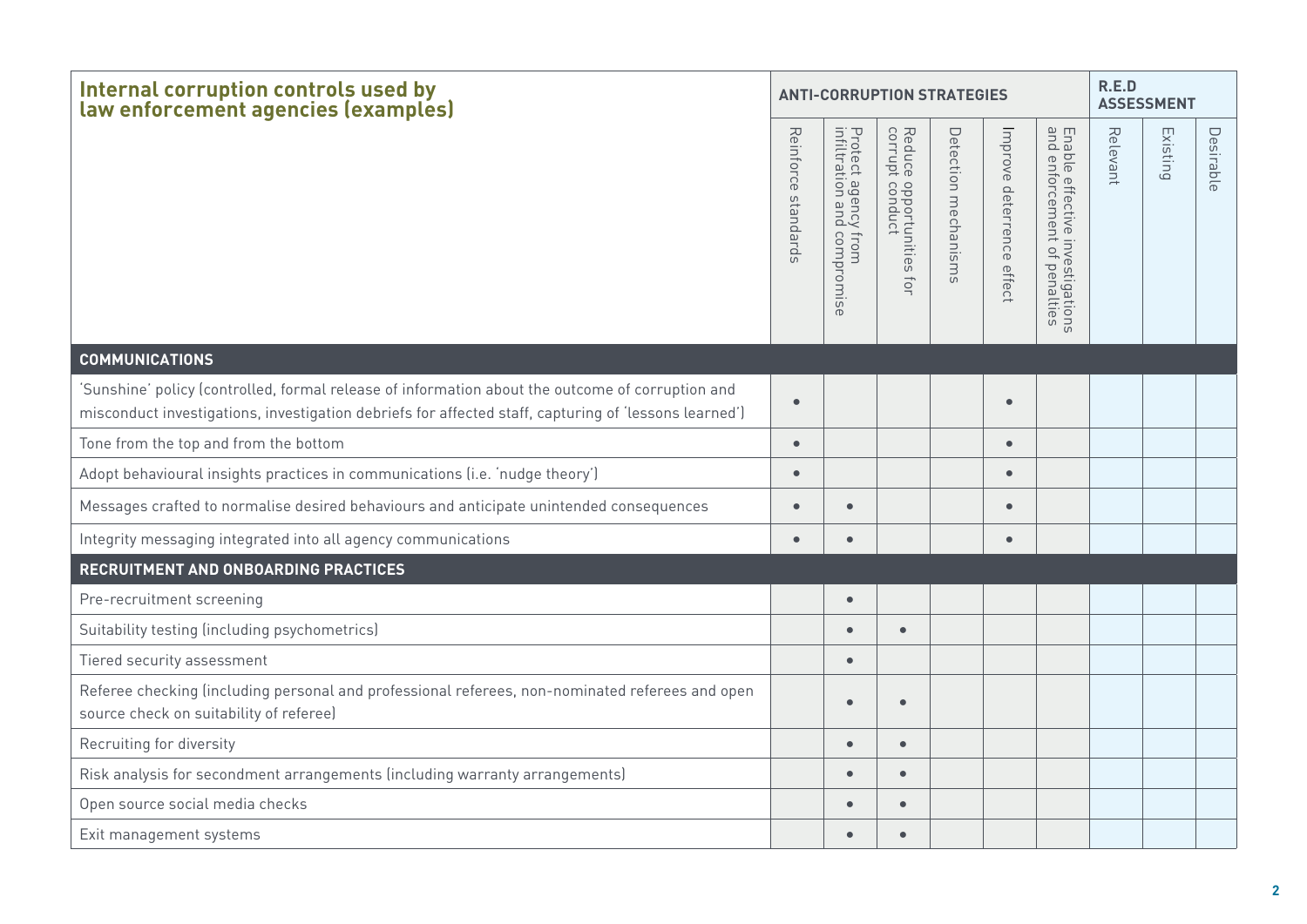| Internal corruption controls used by law enforcement agencies (examples) | ANTI-CORRUPTION STRATEGIES | | | | | | R.E.D ASSESSMENT | | |
|---|---|---|---|---|---|---|---|---|---|
| | Reinforce standards | Protect agency from infiltration and compromise | Reduce opportunities for corrupt conduct | Detection mechanisms | Improve deterrence effect | Enable effective investigations and enforcement of penalties | Relevant | Existing | Desirable |
| **COMMUNICATIONS** | | | | | | | | | |
| 'Sunshine' policy (controlled, formal release of information about the outcome of corruption and misconduct investigations, investigation debriefs for affected staff, capturing of 'lessons learned') | • | | | | • | | | | |
| Tone from the top and from the bottom | • | | | | • | | | | |
| Adopt behavioural insights practices in communications (i.e. 'nudge theory') | • | | | | • | | | | |
| Messages crafted to normalise desired behaviours and anticipate unintended consequences | • | • | | | • | | | | |
| Integrity messaging integrated into all agency communications | • | • | | | • | | | | |
| **RECRUITMENT AND ONBOARDING PRACTICES** | | | | | | | | | |
| Pre-recruitment screening | | • | | | | | | | |
| Suitability testing (including psychometrics) | | • | • | | | | | | |
| Tiered security assessment | | • | | | | | | | |
| Referee checking (including personal and professional referees, non-nominated referees and open source check on suitability of referee) | | • | • | | | | | | |
| Recruiting for diversity | | • | • | | | | | | |
| Risk analysis for secondment arrangements (including warranty arrangements) | | • | • | | | | | | |
| Open source social media checks | | • | • | | | | | | |
| Exit management systems | | • | • | | | | | | |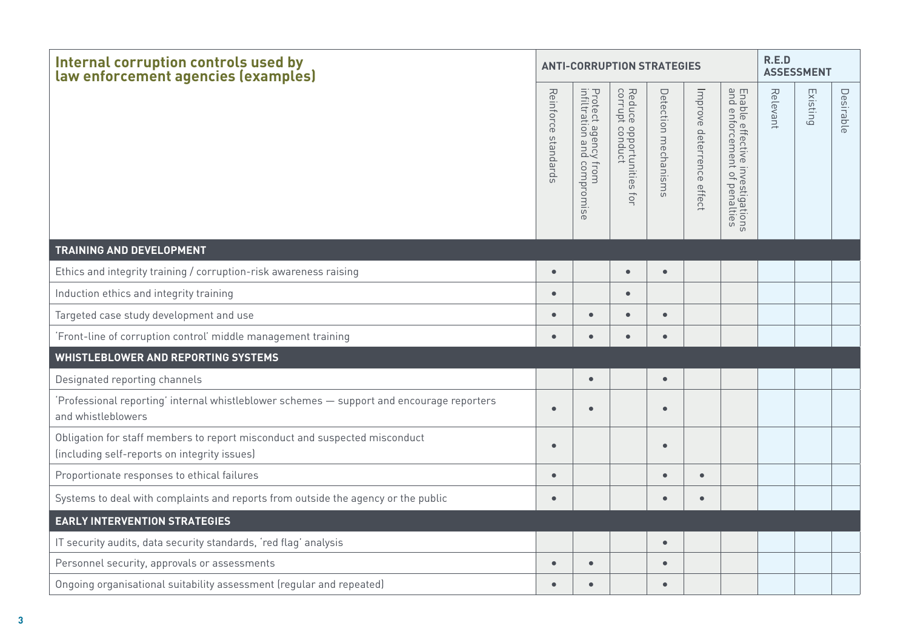| Internal corruption controls used by law enforcement agencies (examples) | ANTI-CORRUPTION STRATEGIES | | | | | | R.E.D ASSESSMENT | | |
|---|---|---|---|---|---|---|---|---|---|
| | Reinforce standards | Protect agency from infiltration and compromise | Reduce opportunities for corrupt conduct | Detection mechanisms | Improve deterrence effect | Enable effective investigations and enforcement of penalties | Relevant | Existing | Desirable |
| **TRAINING AND DEVELOPMENT** | | | | | | | | | |
| Ethics and integrity training / corruption-risk awareness raising | • | | • | • | | | | | |
| Induction ethics and integrity training | • | | • | | | | | | |
| Targeted case study development and use | • | • | • | • | | | | | |
| 'Front-line of corruption control' middle management training | • | • | • | • | | | | | |
| **WHISTLEBLOWER AND REPORTING SYSTEMS** | | | | | | | | | |
| Designated reporting channels | | • | | • | | | | | |
| 'Professional reporting' internal whistleblower schemes — support and encourage reporters and whistleblowers | • | • | | • | | | | | |
| Obligation for staff members to report misconduct and suspected misconduct (including self-reports on integrity issues) | • | | | • | | | | | |
| Proportionate responses to ethical failures | • | | | • | • | | | | |
| Systems to deal with complaints and reports from outside the agency or the public | • | | | • | • | | | | |
| **EARLY INTERVENTION STRATEGIES** | | | | | | | | | |
| IT security audits, data security standards, 'red flag' analysis | | | | • | | | | | |
| Personnel security, approvals or assessments | • | • | | • | | | | | |
| Ongoing organisational suitability assessment (regular and repeated) | • | • | | • | | | | | |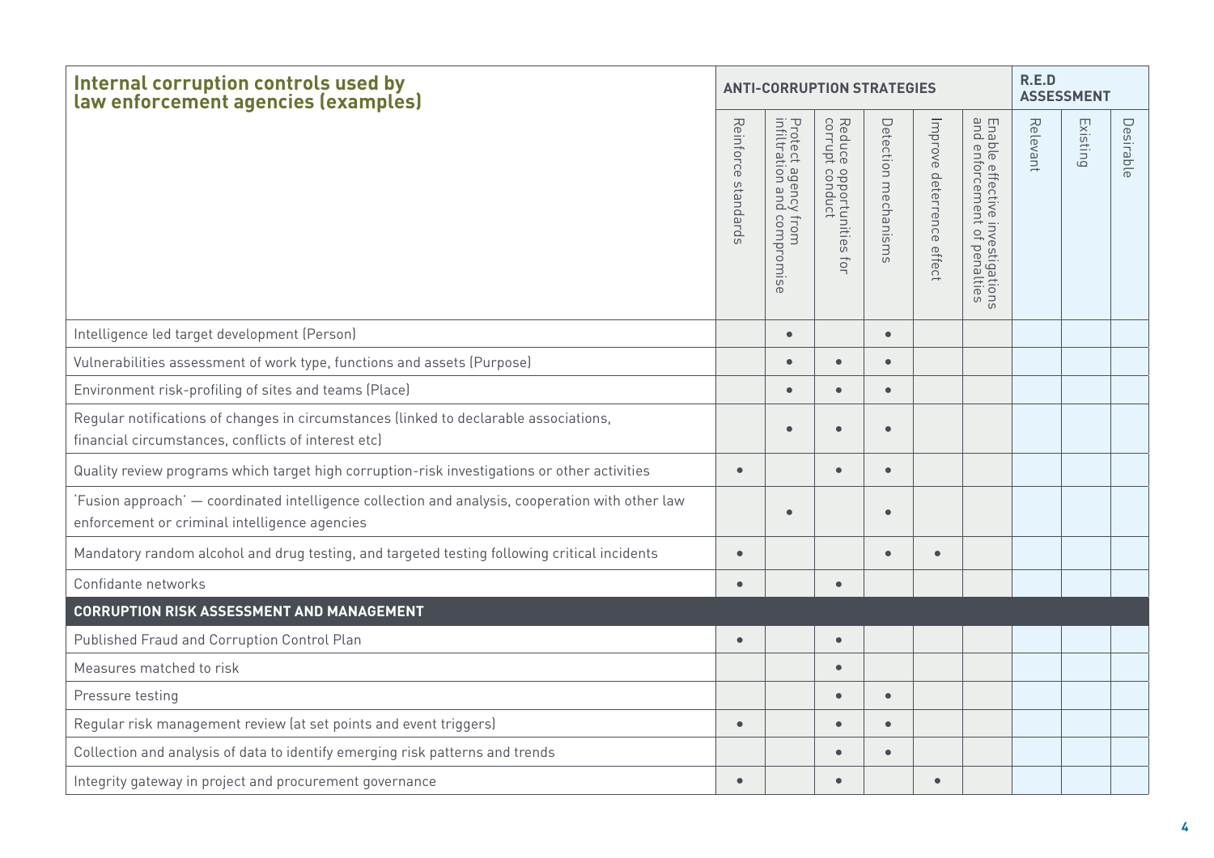| Internal corruption controls used by law enforcement agencies (examples) | ANTI-CORRUPTION STRATEGIES | | | | | | R.E.D ASSESSMENT | | |
|---|---|---|---|---|---|---|---|---|---|
| | Reinforce standards | Protect agency from infiltration and compromise | Reduce opportunities for corrupt conduct | Detection mechanisms | Improve deterrence effect | Enable effective investigations and enforcement of penalties | Relevant | Existing | Desirable |
| Intelligence led target development (Person) | | • | | • | | | | | |
| Vulnerabilities assessment of work type, functions and assets (Purpose) | | • | • | • | | | | | |
| Environment risk-profiling of sites and teams (Place) | | • | • | • | | | | | |
| Regular notifications of changes in circumstances (linked to declarable associations, financial circumstances, conflicts of interest etc) | | • | • | • | | | | | |
| Quality review programs which target high corruption-risk investigations or other activities | • | | • | • | | | | | |
| 'Fusion approach' — coordinated intelligence collection and analysis, cooperation with other law enforcement or criminal intelligence agencies | | • | | • | | | | | |
| Mandatory random alcohol and drug testing, and targeted testing following critical incidents | • | | | • | • | | | | |
| Confidante networks | • | | • | | | | | | |
| **CORRUPTION RISK ASSESSMENT AND MANAGEMENT** | | | | | | | | | |
| Published Fraud and Corruption Control Plan | • | | • | | | | | | |
| Measures matched to risk | | | • | | | | | | |
| Pressure testing | | | • | • | | | | | |
| Regular risk management review (at set points and event triggers) | • | | • | • | | | | | |
| Collection and analysis of data to identify emerging risk patterns and trends | | | • | • | | | | | |
| Integrity gateway in project and procurement governance | • | | • | | • | | | | |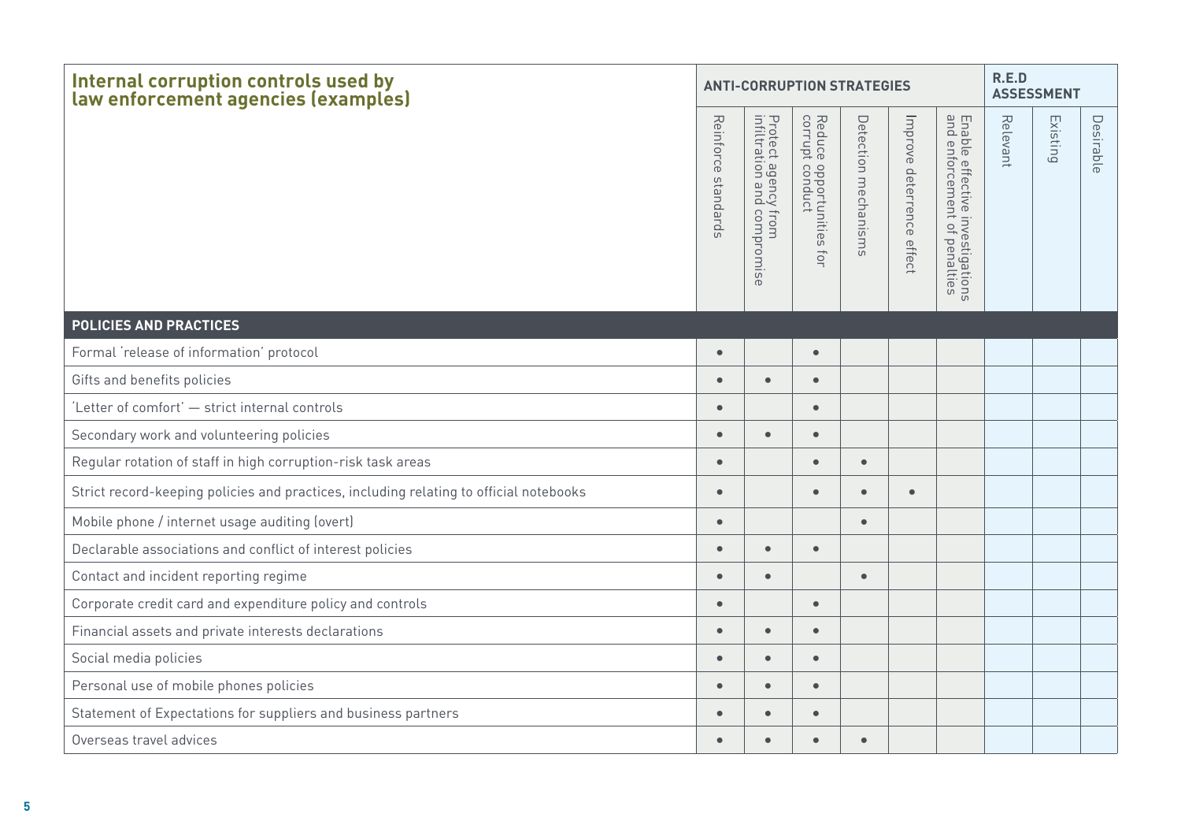| Internal corruption controls used by law enforcement agencies (examples) | ANTI-CORRUPTION STRATEGIES | | | | | | R.E.D ASSESSMENT | | |
|---|---|---|---|---|---|---|---|---|---|
| | Reinforce standards | Protect agency from infiltration and compromise | Reduce opportunities for corrupt conduct | Detection mechanisms | Improve deterrence effect | Enable effective investigations and enforcement of penalties | Relevant | Existing | Desirable |
| **POLICIES AND PRACTICES** | | | | | | | | | |
| Formal 'release of information' protocol | • | | • | | | | | | |
| Gifts and benefits policies | • | • | • | | | | | | |
| 'Letter of comfort' — strict internal controls | • | | • | | | | | | |
| Secondary work and volunteering policies | • | • | • | | | | | | |
| Regular rotation of staff in high corruption-risk task areas | • | | • | • | | | | | |
| Strict record-keeping policies and practices, including relating to official notebooks | • | | • | • | • | | | | |
| Mobile phone / internet usage auditing (overt) | • | | | • | | | | | |
| Declarable associations and conflict of interest policies | • | • | • | | | | | | |
| Contact and incident reporting regime | • | • | | • | | | | | |
| Corporate credit card and expenditure policy and controls | • | | • | | | | | | |
| Financial assets and private interests declarations | • | • | • | | | | | | |
| Social media policies | • | • | • | | | | | | |
| Personal use of mobile phones policies | • | • | • | | | | | | |
| Statement of Expectations for suppliers and business partners | • | • | • | | | | | | |
| Overseas travel advices | • | • | • | • | | | | | |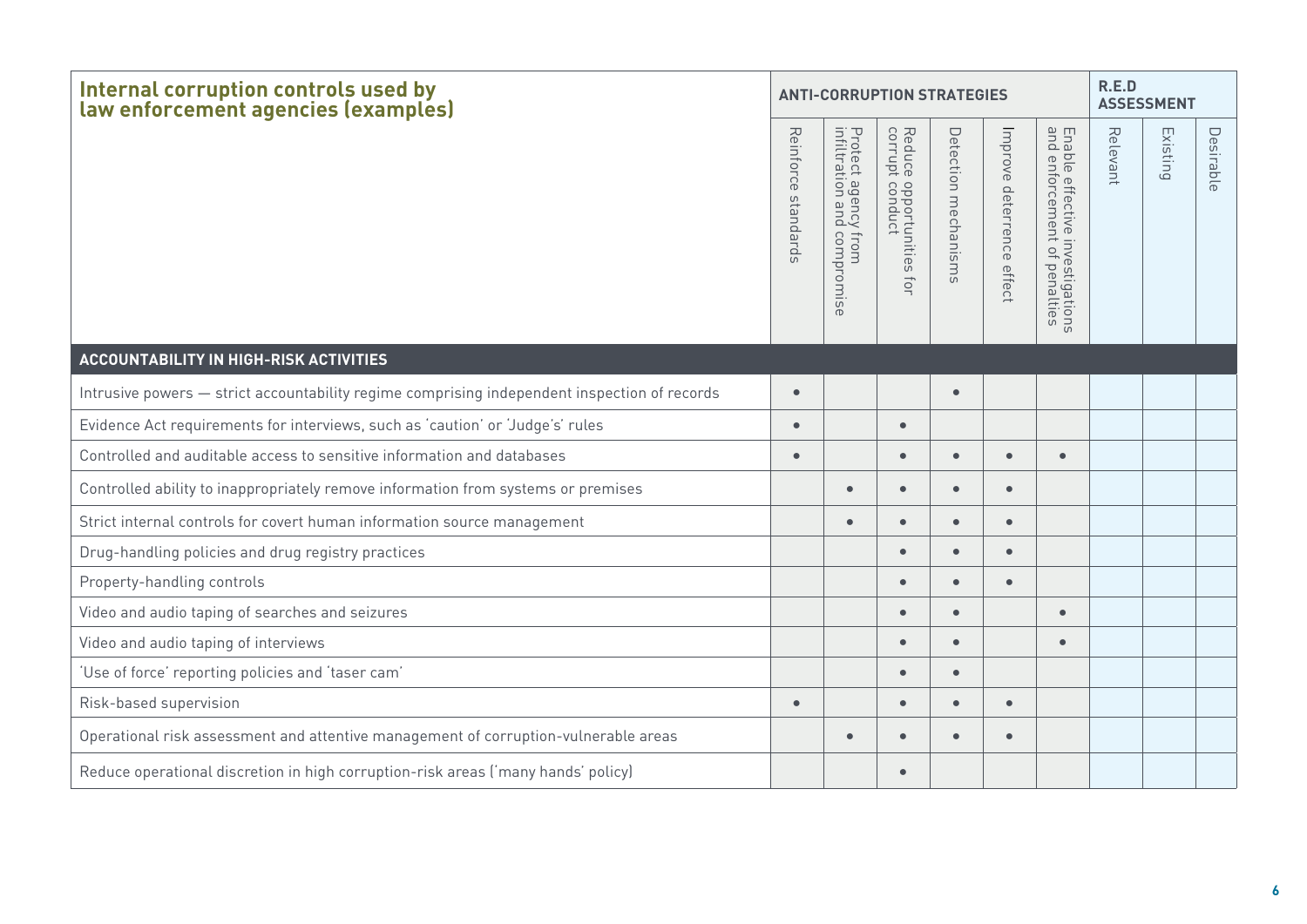| Internal corruption controls used by law enforcement agencies (examples) | ANTI-CORRUPTION STRATEGIES | | | | | | R.E.D ASSESSMENT | | |
|---|---|---|---|---|---|---|---|---|---|
| | Reinforce standards | Protect agency from infiltration and compromise | Reduce opportunities for corrupt conduct | Detection mechanisms | Improve deterrence effect | Enable effective investigations and enforcement of penalties | Relevant | Existing | Desirable |
| **ACCOUNTABILITY IN HIGH-RISK ACTIVITIES** | | | | | | | | | |
| Intrusive powers — strict accountability regime comprising independent inspection of records | • | | | • | | | | | |
| Evidence Act requirements for interviews, such as 'caution' or 'Judge's' rules | • | | • | | | | | | |
| Controlled and auditable access to sensitive information and databases | • | | • | • | • | • | | | |
| Controlled ability to inappropriately remove information from systems or premises | | • | • | • | • | | | | |
| Strict internal controls for covert human information source management | | • | • | • | • | | | | |
| Drug-handling policies and drug registry practices | | | • | • | • | | | | |
| Property-handling controls | | | • | • | • | | | | |
| Video and audio taping of searches and seizures | | | • | • | | • | | | |
| Video and audio taping of interviews | | | • | • | | • | | | |
| 'Use of force' reporting policies and 'taser cam' | | | • | • | | | | | |
| Risk-based supervision | • | | • | • | • | | | | |
| Operational risk assessment and attentive management of corruption-vulnerable areas | | • | • | • | • | | | | |
| Reduce operational discretion in high corruption-risk areas ('many hands' policy) | | | • | | | | | | |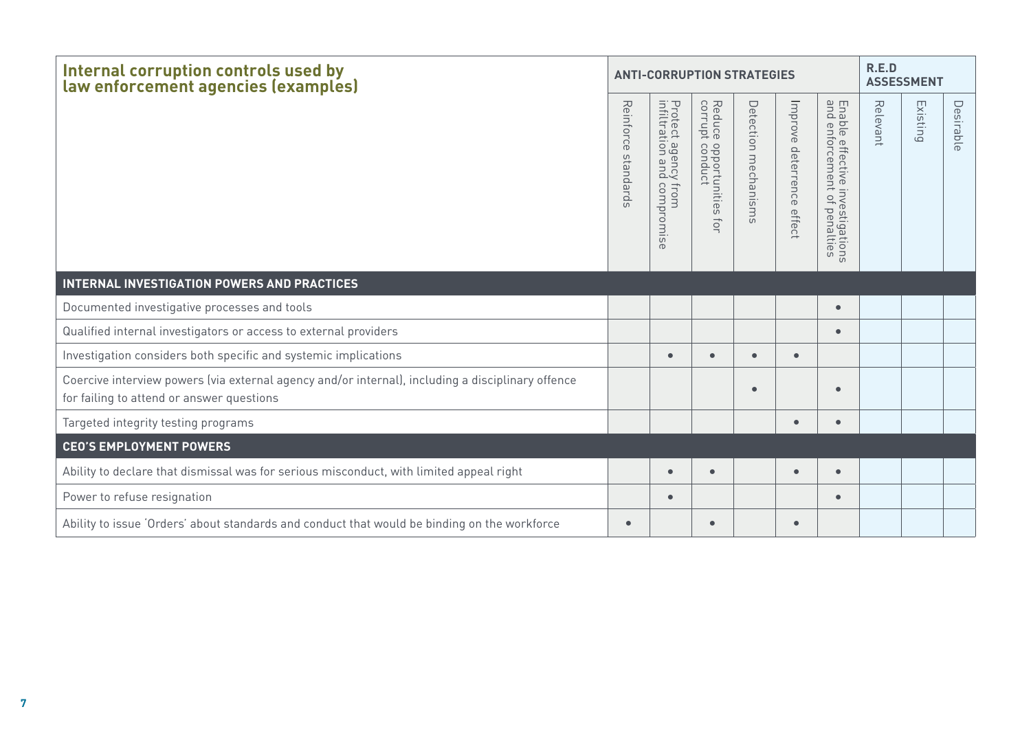| Internal corruption controls used by law enforcement agencies (examples) | ANTI-CORRUPTION STRATEGIES | | | | | | R.E.D ASSESSMENT | | |
|---|---|---|---|---|---|---|---|---|---|
| | Reinforce standards | Protect agency from infiltration and compromise | Reduce opportunities for corrupt conduct | Detection mechanisms | Improve deterrence effect | Enable effective investigations and enforcement of penalties | Relevant | Existing | Desirable |
| **INTERNAL INVESTIGATION POWERS AND PRACTICES** | | | | | | | | | |
| Documented investigative processes and tools | | | | | | • | | | |
| Qualified internal investigators or access to external providers | | | | | | • | | | |
| Investigation considers both specific and systemic implications | | • | • | • | • | | | | |
| Coercive interview powers (via external agency and/or internal), including a disciplinary offence for failing to attend or answer questions | | | | • | | • | | | |
| Targeted integrity testing programs | | | | | • | • | | | |
| **CEO'S EMPLOYMENT POWERS** | | | | | | | | | |
| Ability to declare that dismissal was for serious misconduct, with limited appeal right | | • | • | | • | • | | | |
| Power to refuse resignation | | • | | | | • | | | |
| Ability to issue 'Orders' about standards and conduct that would be binding on the workforce | • | | • | | • | | | | |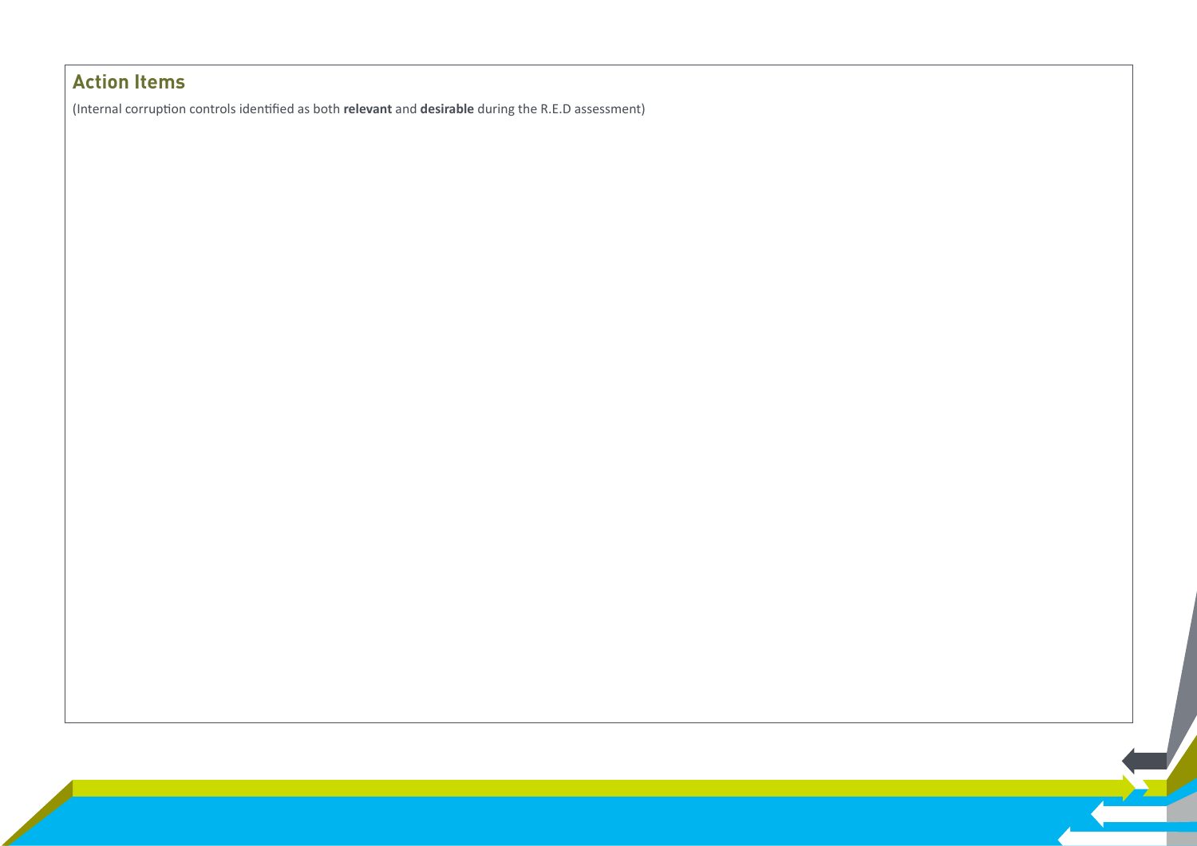## Action Items

(Internal corruption controls identified as both **relevant** and **desirable** during the R.E.D assessment)